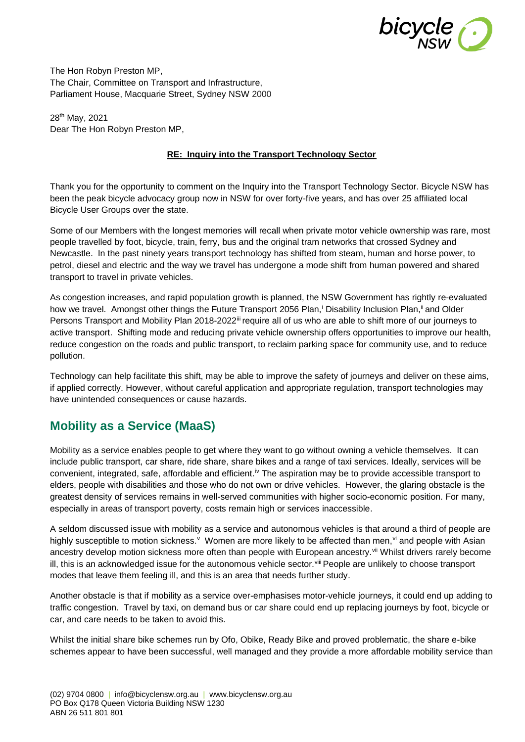The Hon Robyn Preston MP,
The Chair, Committee on Transport and Infrastructure,
Parliament House, Macquarie Street, Sydney NSW 2000

28th May, 2021
Dear The Hon Robyn Preston MP,

**RE: Inquiry into the Transport Technology Sector**

Thank you for the opportunity to comment on the Inquiry into the Transport Technology Sector. Bicycle NSW has been the peak bicycle advocacy group now in NSW for over forty-five years, and has over 25 affiliated local Bicycle User Groups over the state.

Some of our Members with the longest memories will recall when private motor vehicle ownership was rare, most people travelled by foot, bicycle, train, ferry, bus and the original tram networks that crossed Sydney and Newcastle. In the past ninety years transport technology has shifted from steam, human and horse power, to petrol, diesel and electric and the way we travel has undergone a mode shift from human powered and shared transport to travel in private vehicles.

As congestion increases, and rapid population growth is planned, the NSW Government has rightly re-evaluated how we travel. Amongst other things the Future Transport 2056 Plan,[i] Disability Inclusion Plan,[ii] and Older Persons Transport and Mobility Plan 2018-2022[iii] require all of us who are able to shift more of our journeys to active transport. Shifting mode and reducing private vehicle ownership offers opportunities to improve our health, reduce congestion on the roads and public transport, to reclaim parking space for community use, and to reduce pollution.

Technology can help facilitate this shift, may be able to improve the safety of journeys and deliver on these aims, if applied correctly. However, without careful application and appropriate regulation, transport technologies may have unintended consequences or cause hazards.

## Mobility as a Service (MaaS)

Mobility as a service enables people to get where they want to go without owning a vehicle themselves. It can include public transport, car share, ride share, share bikes and a range of taxi services. Ideally, services will be convenient, integrated, safe, affordable and efficient.[iv] The aspiration may be to provide accessible transport to elders, people with disabilities and those who do not own or drive vehicles. However, the glaring obstacle is the greatest density of services remains in well-served communities with higher socio-economic position. For many, especially in areas of transport poverty, costs remain high or services inaccessible.

A seldom discussed issue with mobility as a service and autonomous vehicles is that around a third of people are highly susceptible to motion sickness.[v] Women are more likely to be affected than men,[vi] and people with Asian ancestry develop motion sickness more often than people with European ancestry.[vii] Whilst drivers rarely become ill, this is an acknowledged issue for the autonomous vehicle sector.[viii] People are unlikely to choose transport modes that leave them feeling ill, and this is an area that needs further study.

Another obstacle is that if mobility as a service over-emphasises motor-vehicle journeys, it could end up adding to traffic congestion. Travel by taxi, on demand bus or car share could end up replacing journeys by foot, bicycle or car, and care needs to be taken to avoid this.

Whilst the initial share bike schemes run by Ofo, Obike, Ready Bike and proved problematic, the share e-bike schemes appear to have been successful, well managed and they provide a more affordable mobility service than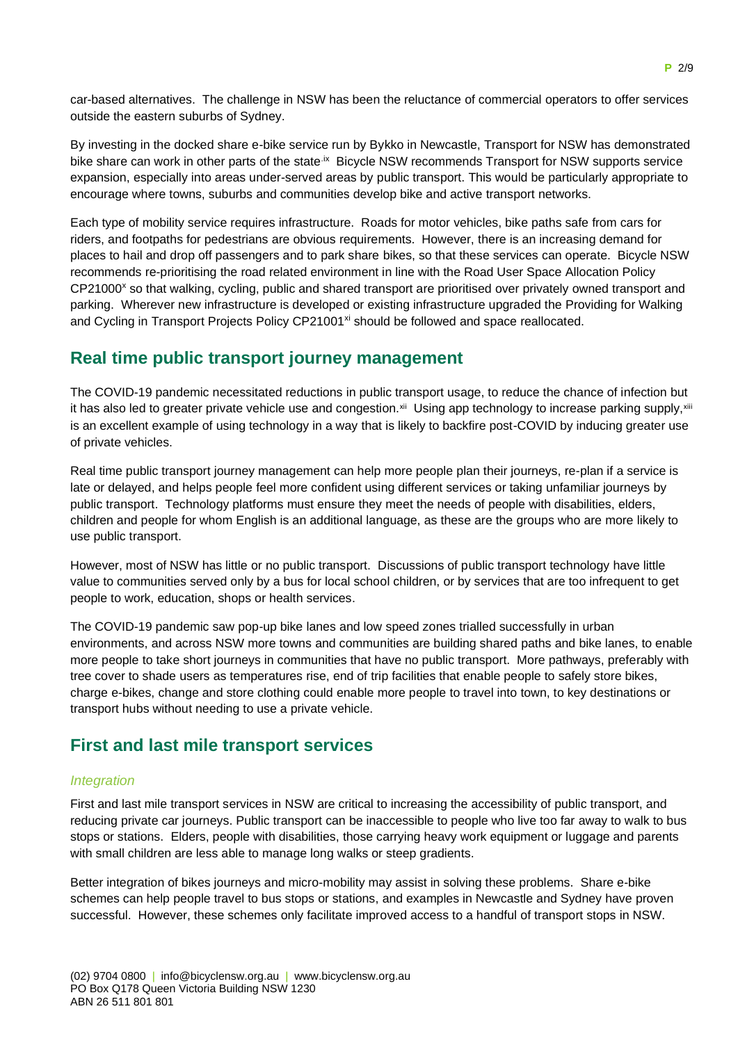car-based alternatives. The challenge in NSW has been the reluctance of commercial operators to offer services outside the eastern suburbs of Sydney.

By investing in the docked share e-bike service run by Bykko in Newcastle, Transport for NSW has demonstrated bike share can work in other parts of the state.[ix] Bicycle NSW recommends Transport for NSW supports service expansion, especially into areas under-served areas by public transport. This would be particularly appropriate to encourage where towns, suburbs and communities develop bike and active transport networks.

Each type of mobility service requires infrastructure. Roads for motor vehicles, bike paths safe from cars for riders, and footpaths for pedestrians are obvious requirements. However, there is an increasing demand for places to hail and drop off passengers and to park share bikes, so that these services can operate. Bicycle NSW recommends re-prioritising the road related environment in line with the Road User Space Allocation Policy CP21000[x] so that walking, cycling, public and shared transport are prioritised over privately owned transport and parking. Wherever new infrastructure is developed or existing infrastructure upgraded the Providing for Walking and Cycling in Transport Projects Policy CP21001[xi] should be followed and space reallocated.

## Real time public transport journey management

The COVID-19 pandemic necessitated reductions in public transport usage, to reduce the chance of infection but it has also led to greater private vehicle use and congestion.[xii] Using app technology to increase parking supply,[xiii] is an excellent example of using technology in a way that is likely to backfire post-COVID by inducing greater use of private vehicles.

Real time public transport journey management can help more people plan their journeys, re-plan if a service is late or delayed, and helps people feel more confident using different services or taking unfamiliar journeys by public transport. Technology platforms must ensure they meet the needs of people with disabilities, elders, children and people for whom English is an additional language, as these are the groups who are more likely to use public transport.

However, most of NSW has little or no public transport. Discussions of public transport technology have little value to communities served only by a bus for local school children, or by services that are too infrequent to get people to work, education, shops or health services.

The COVID-19 pandemic saw pop-up bike lanes and low speed zones trialled successfully in urban environments, and across NSW more towns and communities are building shared paths and bike lanes, to enable more people to take short journeys in communities that have no public transport. More pathways, preferably with tree cover to shade users as temperatures rise, end of trip facilities that enable people to safely store bikes, charge e-bikes, change and store clothing could enable more people to travel into town, to key destinations or transport hubs without needing to use a private vehicle.

## First and last mile transport services

### *Integration*

First and last mile transport services in NSW are critical to increasing the accessibility of public transport, and reducing private car journeys. Public transport can be inaccessible to people who live too far away to walk to bus stops or stations. Elders, people with disabilities, those carrying heavy work equipment or luggage and parents with small children are less able to manage long walks or steep gradients.

Better integration of bikes journeys and micro-mobility may assist in solving these problems. Share e-bike schemes can help people travel to bus stops or stations, and examples in Newcastle and Sydney have proven successful. However, these schemes only facilitate improved access to a handful of transport stops in NSW.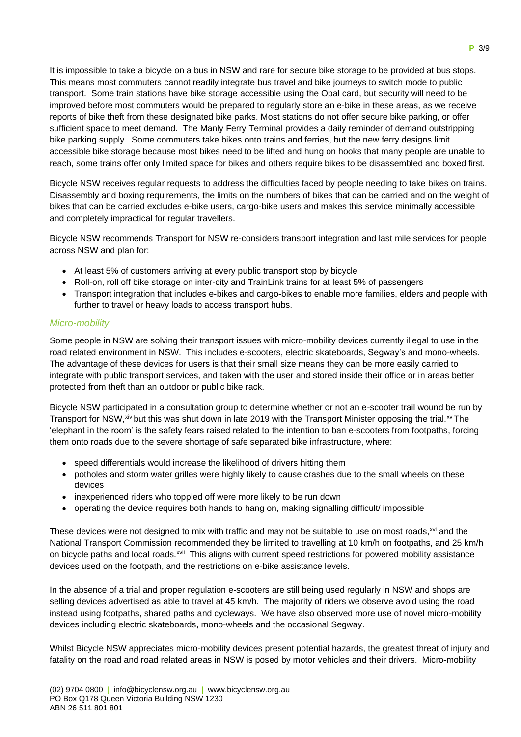It is impossible to take a bicycle on a bus in NSW and rare for secure bike storage to be provided at bus stops. This means most commuters cannot readily integrate bus travel and bike journeys to switch mode to public transport. Some train stations have bike storage accessible using the Opal card, but security will need to be improved before most commuters would be prepared to regularly store an e-bike in these areas, as we receive reports of bike theft from these designated bike parks. Most stations do not offer secure bike parking, or offer sufficient space to meet demand. The Manly Ferry Terminal provides a daily reminder of demand outstripping bike parking supply. Some commuters take bikes onto trains and ferries, but the new ferry designs limit accessible bike storage because most bikes need to be lifted and hung on hooks that many people are unable to reach, some trains offer only limited space for bikes and others require bikes to be disassembled and boxed first.

Bicycle NSW receives regular requests to address the difficulties faced by people needing to take bikes on trains. Disassembly and boxing requirements, the limits on the numbers of bikes that can be carried and on the weight of bikes that can be carried excludes e-bike users, cargo-bike users and makes this service minimally accessible and completely impractical for regular travellers.

Bicycle NSW recommends Transport for NSW re-considers transport integration and last mile services for people across NSW and plan for:

- At least 5% of customers arriving at every public transport stop by bicycle
- Roll-on, roll off bike storage on inter-city and TrainLink trains for at least 5% of passengers
- Transport integration that includes e-bikes and cargo-bikes to enable more families, elders and people with further to travel or heavy loads to access transport hubs.

### *Micro-mobility*

Some people in NSW are solving their transport issues with micro-mobility devices currently illegal to use in the road related environment in NSW. This includes e-scooters, electric skateboards, Segway's and mono-wheels. The advantage of these devices for users is that their small size means they can be more easily carried to integrate with public transport services, and taken with the user and stored inside their office or in areas better protected from theft than an outdoor or public bike rack.

Bicycle NSW participated in a consultation group to determine whether or not an e-scooter trail wound be run by Transport for NSW,[xiv] but this was shut down in late 2019 with the Transport Minister opposing the trial.[xv] The 'elephant in the room' is the safety fears raised related to the intention to ban e-scooters from footpaths, forcing them onto roads due to the severe shortage of safe separated bike infrastructure, where:

- speed differentials would increase the likelihood of drivers hitting them
- potholes and storm water grilles were highly likely to cause crashes due to the small wheels on these devices
- inexperienced riders who toppled off were more likely to be run down
- operating the device requires both hands to hang on, making signalling difficult/ impossible

These devices were not designed to mix with traffic and may not be suitable to use on most roads,[xvi] and the National Transport Commission recommended they be limited to travelling at 10 km/h on footpaths, and 25 km/h on bicycle paths and local roads.[xvii] This aligns with current speed restrictions for powered mobility assistance devices used on the footpath, and the restrictions on e-bike assistance levels.

In the absence of a trial and proper regulation e-scooters are still being used regularly in NSW and shops are selling devices advertised as able to travel at 45 km/h. The majority of riders we observe avoid using the road instead using footpaths, shared paths and cycleways. We have also observed more use of novel micro-mobility devices including electric skateboards, mono-wheels and the occasional Segway.

Whilst Bicycle NSW appreciates micro-mobility devices present potential hazards, the greatest threat of injury and fatality on the road and road related areas in NSW is posed by motor vehicles and their drivers. Micro-mobility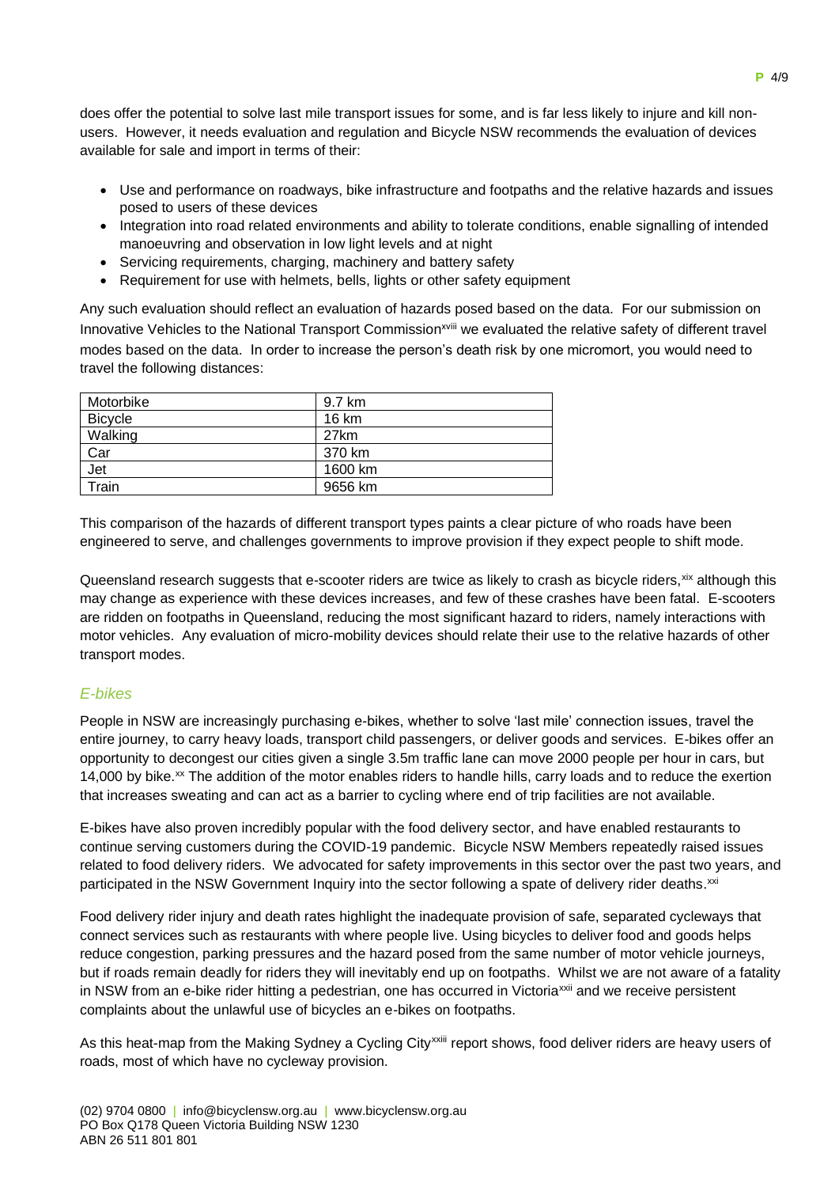does offer the potential to solve last mile transport issues for some, and is far less likely to injure and kill non-users. However, it needs evaluation and regulation and Bicycle NSW recommends the evaluation of devices available for sale and import in terms of their:

- Use and performance on roadways, bike infrastructure and footpaths and the relative hazards and issues posed to users of these devices
- Integration into road related environments and ability to tolerate conditions, enable signalling of intended manoeuvring and observation in low light levels and at night
- Servicing requirements, charging, machinery and battery safety
- Requirement for use with helmets, bells, lights or other safety equipment

Any such evaluation should reflect an evaluation of hazards posed based on the data. For our submission on Innovative Vehicles to the National Transport Commission[xviii] we evaluated the relative safety of different travel modes based on the data. In order to increase the person's death risk by one micromort, you would need to travel the following distances:

| Motorbike | 9.7 km |
|---|---|
| Bicycle | 16 km |
| Walking | 27km |
| Car | 370 km |
| Jet | 1600 km |
| Train | 9656 km |

This comparison of the hazards of different transport types paints a clear picture of who roads have been engineered to serve, and challenges governments to improve provision if they expect people to shift mode.

Queensland research suggests that e-scooter riders are twice as likely to crash as bicycle riders,[xix] although this may change as experience with these devices increases, and few of these crashes have been fatal. E-scooters are ridden on footpaths in Queensland, reducing the most significant hazard to riders, namely interactions with motor vehicles. Any evaluation of micro-mobility devices should relate their use to the relative hazards of other transport modes.

### *E-bikes*

People in NSW are increasingly purchasing e-bikes, whether to solve 'last mile' connection issues, travel the entire journey, to carry heavy loads, transport child passengers, or deliver goods and services. E-bikes offer an opportunity to decongest our cities given a single 3.5m traffic lane can move 2000 people per hour in cars, but 14,000 by bike.[xx] The addition of the motor enables riders to handle hills, carry loads and to reduce the exertion that increases sweating and can act as a barrier to cycling where end of trip facilities are not available.

E-bikes have also proven incredibly popular with the food delivery sector, and have enabled restaurants to continue serving customers during the COVID-19 pandemic. Bicycle NSW Members repeatedly raised issues related to food delivery riders. We advocated for safety improvements in this sector over the past two years, and participated in the NSW Government Inquiry into the sector following a spate of delivery rider deaths.[xxi]

Food delivery rider injury and death rates highlight the inadequate provision of safe, separated cycleways that connect services such as restaurants with where people live. Using bicycles to deliver food and goods helps reduce congestion, parking pressures and the hazard posed from the same number of motor vehicle journeys, but if roads remain deadly for riders they will inevitably end up on footpaths. Whilst we are not aware of a fatality in NSW from an e-bike rider hitting a pedestrian, one has occurred in Victoria[xxii] and we receive persistent complaints about the unlawful use of bicycles an e-bikes on footpaths.

As this heat-map from the Making Sydney a Cycling City[xxiii] report shows, food deliver riders are heavy users of roads, most of which have no cycleway provision.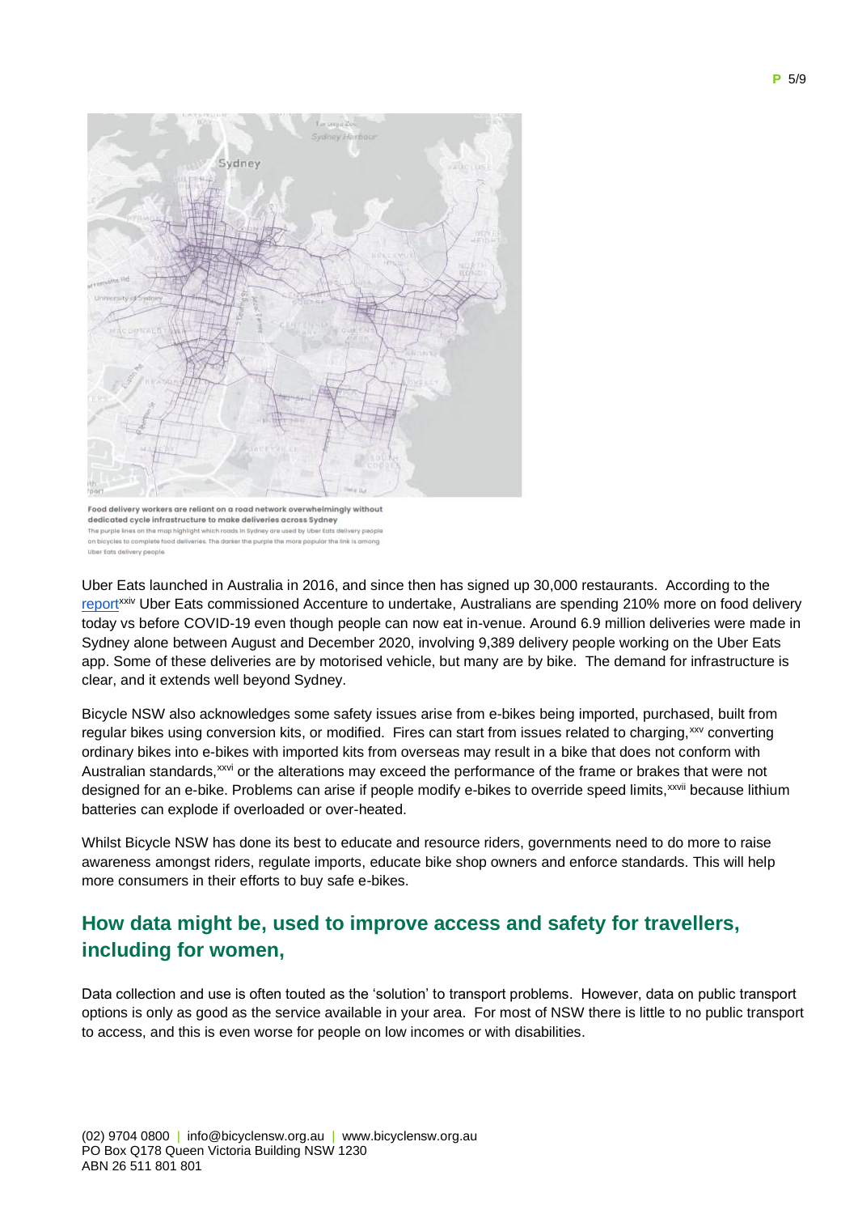Food delivery workers are reliant on a road network overwhelmingly without dedicated cycle infrastructure to make deliveries across Sydney

The purple lines on the map highlight which roads in Sydney are used by Uber Eats delivery people on bicycles to complete food deliveries. The darker the purple the more popular the link is among Uber Eats delivery people.

Uber Eats launched in Australia in 2016, and since then has signed up 30,000 restaurants. According to the report[xxiv] Uber Eats commissioned Accenture to undertake, Australians are spending 210% more on food delivery today vs before COVID-19 even though people can now eat in-venue. Around 6.9 million deliveries were made in Sydney alone between August and December 2020, involving 9,389 delivery people working on the Uber Eats app. Some of these deliveries are by motorised vehicle, but many are by bike. The demand for infrastructure is clear, and it extends well beyond Sydney.

Bicycle NSW also acknowledges some safety issues arise from e-bikes being imported, purchased, built from regular bikes using conversion kits, or modified. Fires can start from issues related to charging,[xxv] converting ordinary bikes into e-bikes with imported kits from overseas may result in a bike that does not conform with Australian standards,[xxvi] or the alterations may exceed the performance of the frame or brakes that were not designed for an e-bike. Problems can arise if people modify e-bikes to override speed limits,[xxvii] because lithium batteries can explode if overloaded or over-heated.

Whilst Bicycle NSW has done its best to educate and resource riders, governments need to do more to raise awareness amongst riders, regulate imports, educate bike shop owners and enforce standards. This will help more consumers in their efforts to buy safe e-bikes.

## How data might be, used to improve access and safety for travellers, including for women,

Data collection and use is often touted as the 'solution' to transport problems. However, data on public transport options is only as good as the service available in your area. For most of NSW there is little to no public transport to access, and this is even worse for people on low incomes or with disabilities.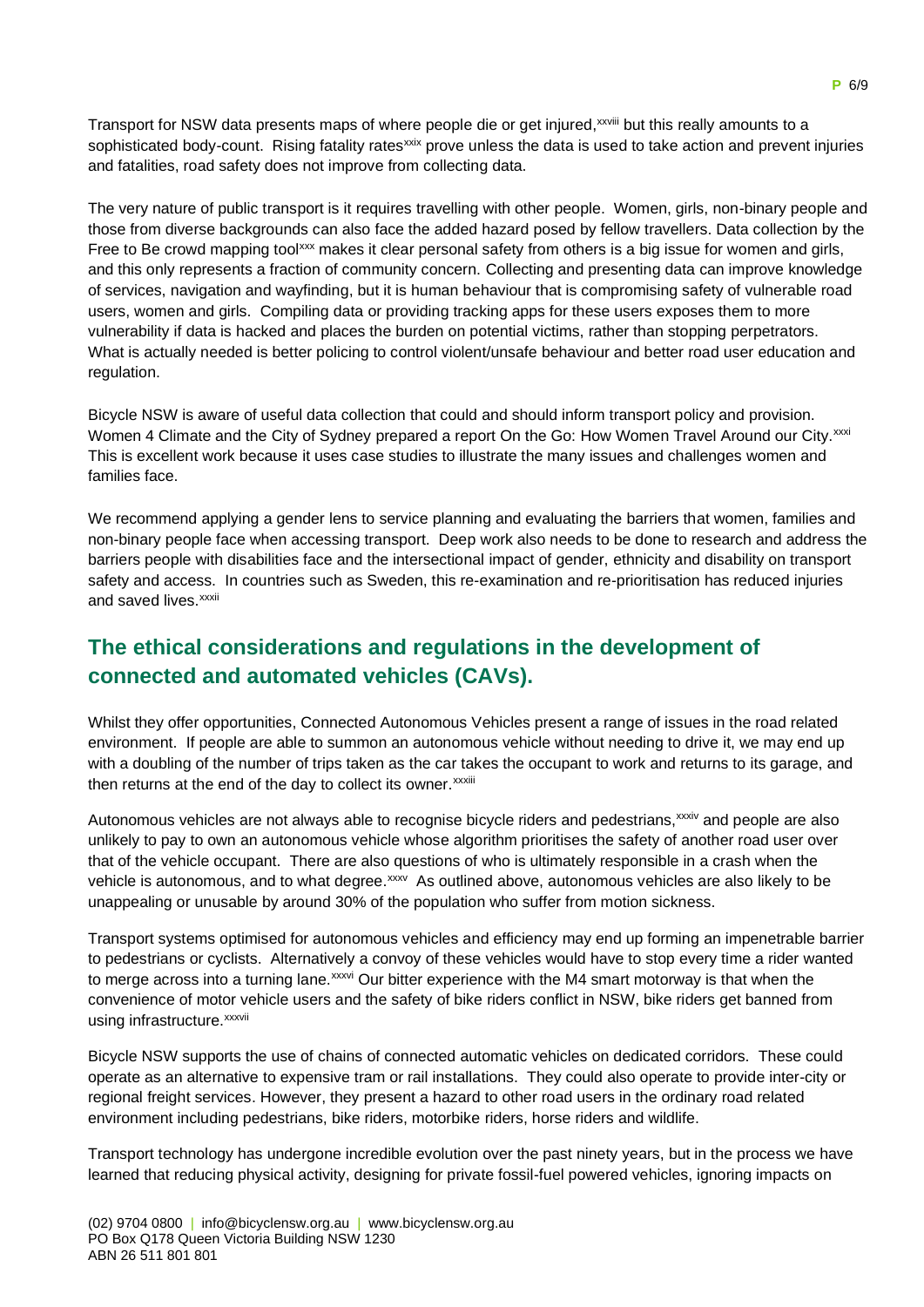Transport for NSW data presents maps of where people die or get injured,[xxviii] but this really amounts to a sophisticated body-count. Rising fatality rates[xxix] prove unless the data is used to take action and prevent injuries and fatalities, road safety does not improve from collecting data.

The very nature of public transport is it requires travelling with other people. Women, girls, non-binary people and those from diverse backgrounds can also face the added hazard posed by fellow travellers. Data collection by the Free to Be crowd mapping tool[xxx] makes it clear personal safety from others is a big issue for women and girls, and this only represents a fraction of community concern. Collecting and presenting data can improve knowledge of services, navigation and wayfinding, but it is human behaviour that is compromising safety of vulnerable road users, women and girls. Compiling data or providing tracking apps for these users exposes them to more vulnerability if data is hacked and places the burden on potential victims, rather than stopping perpetrators. What is actually needed is better policing to control violent/unsafe behaviour and better road user education and regulation.

Bicycle NSW is aware of useful data collection that could and should inform transport policy and provision. Women 4 Climate and the City of Sydney prepared a report On the Go: How Women Travel Around our City.[xxxi] This is excellent work because it uses case studies to illustrate the many issues and challenges women and families face.

We recommend applying a gender lens to service planning and evaluating the barriers that women, families and non-binary people face when accessing transport. Deep work also needs to be done to research and address the barriers people with disabilities face and the intersectional impact of gender, ethnicity and disability on transport safety and access. In countries such as Sweden, this re-examination and re-prioritisation has reduced injuries and saved lives.[xxxii]

## The ethical considerations and regulations in the development of connected and automated vehicles (CAVs).

Whilst they offer opportunities, Connected Autonomous Vehicles present a range of issues in the road related environment. If people are able to summon an autonomous vehicle without needing to drive it, we may end up with a doubling of the number of trips taken as the car takes the occupant to work and returns to its garage, and then returns at the end of the day to collect its owner.[xxxiii]

Autonomous vehicles are not always able to recognise bicycle riders and pedestrians,[xxxiv] and people are also unlikely to pay to own an autonomous vehicle whose algorithm prioritises the safety of another road user over that of the vehicle occupant. There are also questions of who is ultimately responsible in a crash when the vehicle is autonomous, and to what degree.[xxxv] As outlined above, autonomous vehicles are also likely to be unappealing or unusable by around 30% of the population who suffer from motion sickness.

Transport systems optimised for autonomous vehicles and efficiency may end up forming an impenetrable barrier to pedestrians or cyclists. Alternatively a convoy of these vehicles would have to stop every time a rider wanted to merge across into a turning lane.[xxxvi] Our bitter experience with the M4 smart motorway is that when the convenience of motor vehicle users and the safety of bike riders conflict in NSW, bike riders get banned from using infrastructure.[xxxvii]

Bicycle NSW supports the use of chains of connected automatic vehicles on dedicated corridors. These could operate as an alternative to expensive tram or rail installations. They could also operate to provide inter-city or regional freight services. However, they present a hazard to other road users in the ordinary road related environment including pedestrians, bike riders, motorbike riders, horse riders and wildlife.

Transport technology has undergone incredible evolution over the past ninety years, but in the process we have learned that reducing physical activity, designing for private fossil-fuel powered vehicles, ignoring impacts on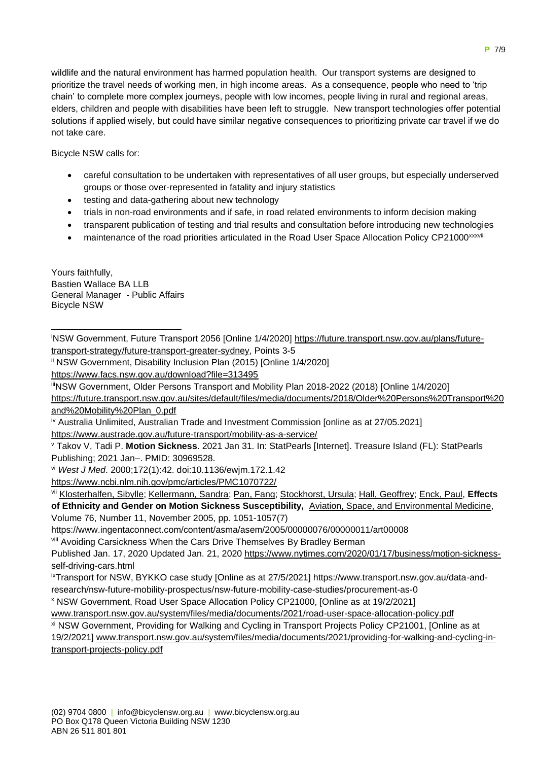wildlife and the natural environment has harmed population health. Our transport systems are designed to prioritize the travel needs of working men, in high income areas. As a consequence, people who need to 'trip chain' to complete more complex journeys, people with low incomes, people living in rural and regional areas, elders, children and people with disabilities have been left to struggle. New transport technologies offer potential solutions if applied wisely, but could have similar negative consequences to prioritizing private car travel if we do not take care.

Bicycle NSW calls for:

- careful consultation to be undertaken with representatives of all user groups, but especially underserved groups or those over-represented in fatality and injury statistics
- testing and data-gathering about new technology
- trials in non-road environments and if safe, in road related environments to inform decision making
- transparent publication of testing and trial results and consultation before introducing new technologies
- maintenance of the road priorities articulated in the Road User Space Allocation Policy CP21000[xxxviii]

Yours faithfully,
Bastien Wallace BA LLB
General Manager - Public Affairs
Bicycle NSW

---

[i] NSW Government, Future Transport 2056 [Online 1/4/2020] https://future.transport.nsw.gov.au/plans/future-transport-strategy/future-transport-greater-sydney, Points 3-5

[ii] NSW Government, Disability Inclusion Plan (2015) [Online 1/4/2020] https://www.facs.nsw.gov.au/download?file=313495

[iii] NSW Government, Older Persons Transport and Mobility Plan 2018-2022 (2018) [Online 1/4/2020] https://future.transport.nsw.gov.au/sites/default/files/media/documents/2018/Older%20Persons%20Transport%20and%20Mobility%20Plan_0.pdf

[iv] Australia Unlimited, Australian Trade and Investment Commission [online as at 27/05.2021] https://www.austrade.gov.au/future-transport/mobility-as-a-service/

[v] Takov V, Tadi P. **Motion Sickness**. 2021 Jan 31. In: StatPearls [Internet]. Treasure Island (FL): StatPearls Publishing; 2021 Jan–. PMID: 30969528.

[vi] *West J Med*. 2000;172(1):42. doi:10.1136/ewjm.172.1.42 https://www.ncbi.nlm.nih.gov/pmc/articles/PMC1070722/

[vii] Klosterhalfen, Sibylle; Kellermann, Sandra; Pan, Fang; Stockhorst, Ursula; Hall, Geoffrey; Enck, Paul, **Effects of Ethnicity and Gender on Motion Sickness Susceptibility,** Aviation, Space, and Environmental Medicine, Volume 76, Number 11, November 2005, pp. 1051-1057(7) https://www.ingentaconnect.com/content/asma/asem/2005/00000076/00000011/art00008

[viii] Avoiding Carsickness When the Cars Drive Themselves By Bradley Berman Published Jan. 17, 2020 Updated Jan. 21, 2020 https://www.nytimes.com/2020/01/17/business/motion-sickness-self-driving-cars.html

[ix] Transport for NSW, BYKKO case study [Online as at 27/5/2021] https://www.transport.nsw.gov.au/data-and-research/nsw-future-mobility-prospectus/nsw-future-mobility-case-studies/procurement-as-0

[x] NSW Government, Road User Space Allocation Policy CP21000, [Online as at 19/2/2021] www.transport.nsw.gov.au/system/files/media/documents/2021/road-user-space-allocation-policy.pdf

[xi] NSW Government, Providing for Walking and Cycling in Transport Projects Policy CP21001, [Online as at 19/2/2021] www.transport.nsw.gov.au/system/files/media/documents/2021/providing-for-walking-and-cycling-in-transport-projects-policy.pdf

(02) 9704 0800 | info@bicyclensw.org.au | www.bicyclensw.org.au
PO Box Q178 Queen Victoria Building NSW 1230
ABN 26 511 801 801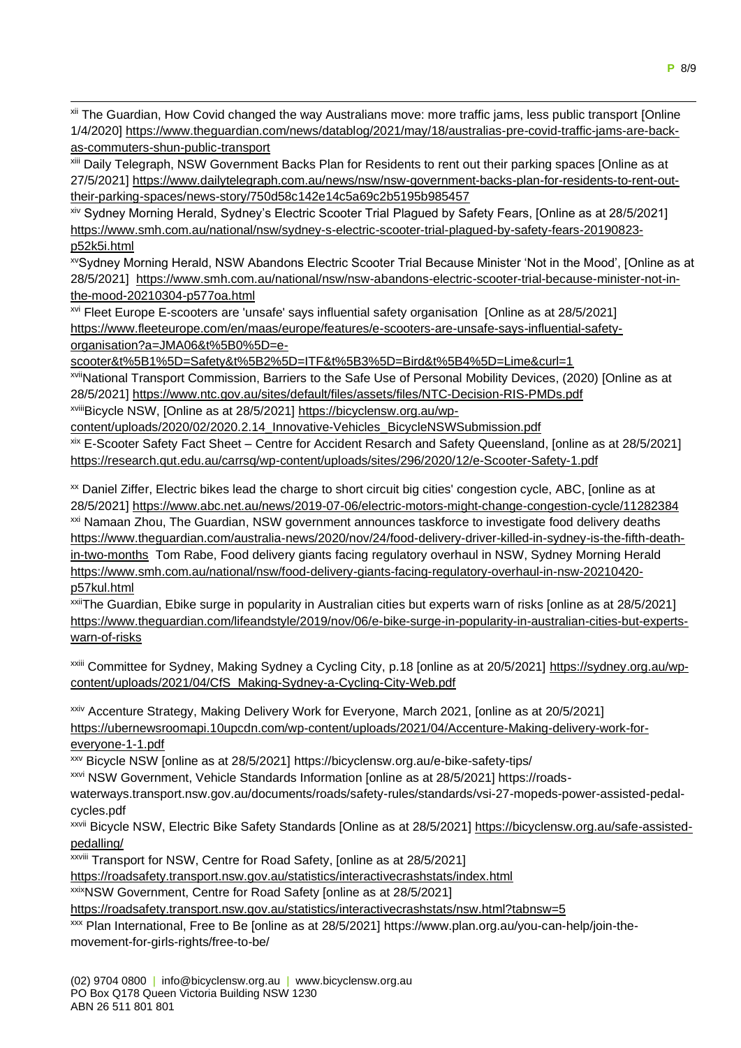[xii] The Guardian, How Covid changed the way Australians move: more traffic jams, less public transport [Online 1/4/2020] https://www.theguardian.com/news/datablog/2021/may/18/australias-pre-covid-traffic-jams-are-back-as-commuters-shun-public-transport

[xiii] Daily Telegraph, NSW Government Backs Plan for Residents to rent out their parking spaces [Online as at 27/5/2021] https://www.dailytelegraph.com.au/news/nsw/nsw-government-backs-plan-for-residents-to-rent-out-their-parking-spaces/news-story/750d58c142e14c5a69c2b5195b985457

[xiv] Sydney Morning Herald, Sydney's Electric Scooter Trial Plagued by Safety Fears, [Online as at 28/5/2021] https://www.smh.com.au/national/nsw/sydney-s-electric-scooter-trial-plagued-by-safety-fears-20190823-p52k5i.html

[xv] Sydney Morning Herald, NSW Abandons Electric Scooter Trial Because Minister 'Not in the Mood', [Online as at 28/5/2021] https://www.smh.com.au/national/nsw/nsw-abandons-electric-scooter-trial-because-minister-not-in-the-mood-20210304-p577oa.html

[xvi] Fleet Europe E-scooters are 'unsafe' says influential safety organisation [Online as at 28/5/2021] https://www.fleeteurope.com/en/maas/europe/features/e-scooters-are-unsafe-says-influential-safety-organisation?a=JMA06&t%5B0%5D=e-scooter&t%5B1%5D=Safety&t%5B2%5D=ITF&t%5B3%5D=Bird&t%5B4%5D=Lime&curl=1

[xvii] National Transport Commission, Barriers to the Safe Use of Personal Mobility Devices, (2020) [Online as at 28/5/2021] https://www.ntc.gov.au/sites/default/files/assets/files/NTC-Decision-RIS-PMDs.pdf

[xviii] Bicycle NSW, [Online as at 28/5/2021] https://bicyclensw.org.au/wp-content/uploads/2020/02/2020.2.14_Innovative-Vehicles_BicycleNSWSubmission.pdf

[xix] E-Scooter Safety Fact Sheet – Centre for Accident Resarch and Safety Queensland, [online as at 28/5/2021] https://research.qut.edu.au/carrsq/wp-content/uploads/sites/296/2020/12/e-Scooter-Safety-1.pdf

[xx] Daniel Ziffer, Electric bikes lead the charge to short circuit big cities' congestion cycle, ABC, [online as at 28/5/2021] https://www.abc.net.au/news/2019-07-06/electric-motors-might-change-congestion-cycle/11282384

[xxi] Namaan Zhou, The Guardian, NSW government announces taskforce to investigate food delivery deaths https://www.theguardian.com/australia-news/2020/nov/24/food-delivery-driver-killed-in-sydney-is-the-fifth-death-in-two-months Tom Rabe, Food delivery giants facing regulatory overhaul in NSW, Sydney Morning Herald https://www.smh.com.au/national/nsw/food-delivery-giants-facing-regulatory-overhaul-in-nsw-20210420-p57kul.html

[xxii] The Guardian, Ebike surge in popularity in Australian cities but experts warn of risks [online as at 28/5/2021] https://www.theguardian.com/lifeandstyle/2019/nov/06/e-bike-surge-in-popularity-in-australian-cities-but-experts-warn-of-risks

[xxiii] Committee for Sydney, Making Sydney a Cycling City, p.18 [online as at 20/5/2021] https://sydney.org.au/wp-content/uploads/2021/04/CfS_Making-Sydney-a-Cycling-City-Web.pdf

[xxiv] Accenture Strategy, Making Delivery Work for Everyone, March 2021, [online as at 20/5/2021] https://ubernewsroomapi.10upcdn.com/wp-content/uploads/2021/04/Accenture-Making-delivery-work-for-everyone-1-1.pdf

[xxv] Bicycle NSW [online as at 28/5/2021] https://bicyclensw.org.au/e-bike-safety-tips/

[xxvi] NSW Government, Vehicle Standards Information [online as at 28/5/2021] https://roads-waterways.transport.nsw.gov.au/documents/roads/safety-rules/standards/vsi-27-mopeds-power-assisted-pedal-cycles.pdf

[xxvii] Bicycle NSW, Electric Bike Safety Standards [Online as at 28/5/2021] https://bicyclensw.org.au/safe-assisted-pedalling/

[xxviii] Transport for NSW, Centre for Road Safety, [online as at 28/5/2021] https://roadsafety.transport.nsw.gov.au/statistics/interactivecrashstats/index.html

[xxix] NSW Government, Centre for Road Safety [online as at 28/5/2021] https://roadsafety.transport.nsw.gov.au/statistics/interactivecrashstats/nsw.html?tabnsw=5

[xxx] Plan International, Free to Be [online as at 28/5/2021] https://www.plan.org.au/you-can-help/join-the-movement-for-girls-rights/free-to-be/

(02) 9704 0800 | info@bicyclensw.org.au | www.bicyclensw.org.au
PO Box Q178 Queen Victoria Building NSW 1230
ABN 26 511 801 801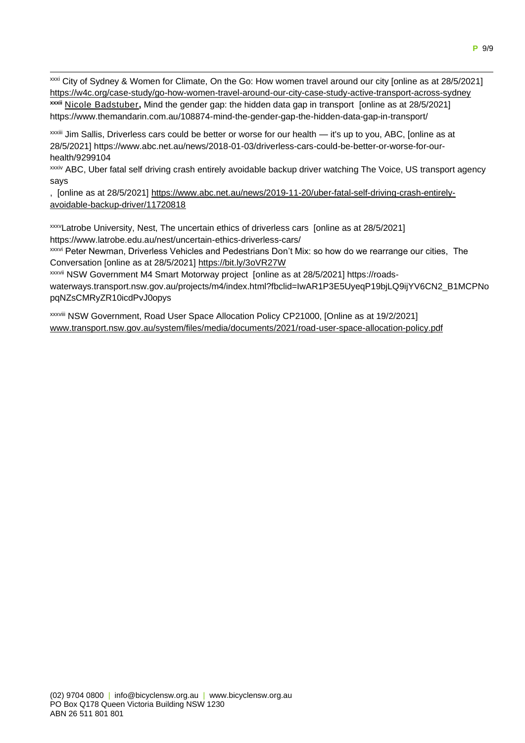[xxxi] City of Sydney & Women for Climate, On the Go: How women travel around our city [online as at 28/5/2021] https://w4c.org/case-study/go-how-women-travel-around-our-city-case-study-active-transport-across-sydney

[xxxii] Nicole Badstuber**,** Mind the gender gap: the hidden data gap in transport [online as at 28/5/2021] https://www.themandarin.com.au/108874-mind-the-gender-gap-the-hidden-data-gap-in-transport/

[xxxiii] Jim Sallis, Driverless cars could be better or worse for our health — it's up to you, ABC, [online as at 28/5/2021] https://www.abc.net.au/news/2018-01-03/driverless-cars-could-be-better-or-worse-for-our-health/9299104

[xxxiv] ABC, Uber fatal self driving crash entirely avoidable backup driver watching The Voice, US transport agency says

, [online as at 28/5/2021] https://www.abc.net.au/news/2019-11-20/uber-fatal-self-driving-crash-entirely-avoidable-backup-driver/11720818

[xxxv]Latrobe University, Nest, The uncertain ethics of driverless cars [online as at 28/5/2021] https://www.latrobe.edu.au/nest/uncertain-ethics-driverless-cars/

[xxxvi] Peter Newman, Driverless Vehicles and Pedestrians Don't Mix: so how do we rearrange our cities, The Conversation [online as at 28/5/2021] https://bit.ly/3oVR27W

[xxxvii] NSW Government M4 Smart Motorway project [online as at 28/5/2021] https://roads-waterways.transport.nsw.gov.au/projects/m4/index.html?fbclid=IwAR1P3E5UyeqP19bjLQ9ijYV6CN2_B1MCPNopqNZsCMRyZR10icdPvJ0opys

[xxxviii] NSW Government, Road User Space Allocation Policy CP21000, [Online as at 19/2/2021] www.transport.nsw.gov.au/system/files/media/documents/2021/road-user-space-allocation-policy.pdf

(02) 9704 0800 | info@bicyclensw.org.au | www.bicyclensw.org.au
PO Box Q178 Queen Victoria Building NSW 1230
ABN 26 511 801 801